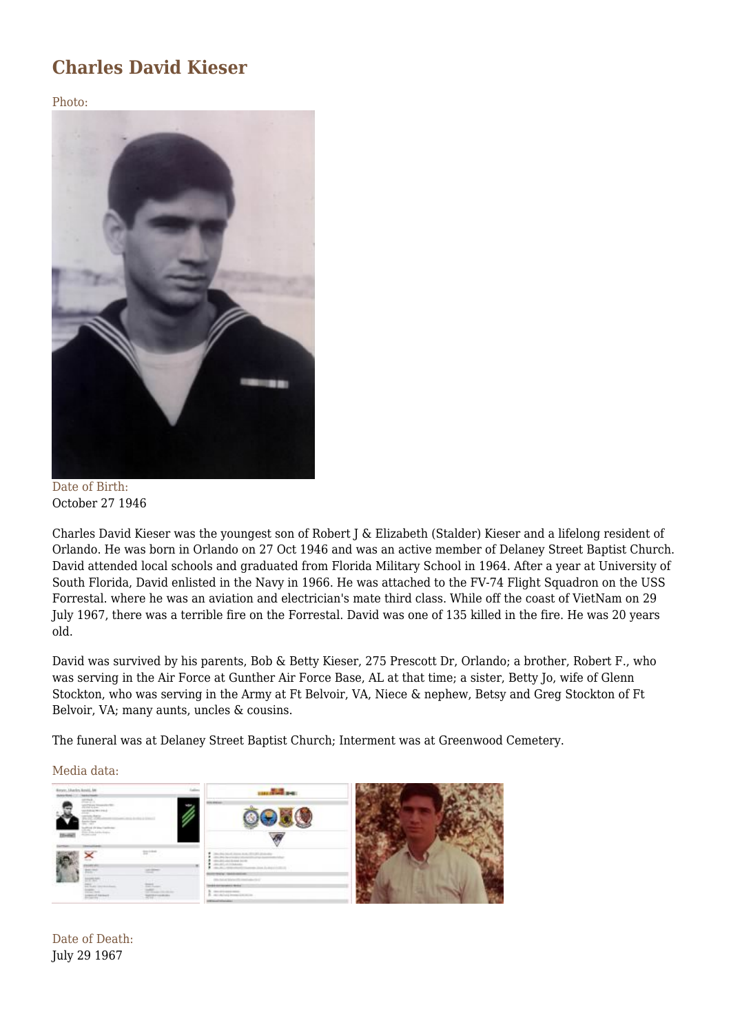# Charles David Kieser

Photo:

Date of Birth:
October 27 1946

Charles David Kieser was the youngest son of Robert J & Elizabeth (Stalder) Kieser and a lifelong resident of Orlando. He was born in Orlando on 27 Oct 1946 and was an active member of Delaney Street Baptist Church. David attended local schools and graduated from Florida Military School in 1964. After a year at University of South Florida, David enlisted in the Navy in 1966. He was attached to the FV-74 Flight Squadron on the USS Forrestal. where he was an aviation and electrician's mate third class. While off the coast of VietNam on 29 July 1967, there was a terrible fire on the Forrestal. David was one of 135 killed in the fire. He was 20 years old.

David was survived by his parents, Bob & Betty Kieser, 275 Prescott Dr, Orlando; a brother, Robert F., who was serving in the Air Force at Gunther Air Force Base, AL at that time; a sister, Betty Jo, wife of Glenn Stockton, who was serving in the Army at Ft Belvoir, VA, Niece & nephew, Betsy and Greg Stockton of Ft Belvoir, VA; many aunts, uncles & cousins.

The funeral was at Delaney Street Baptist Church; Interment was at Greenwood Cemetery.

Media data:

Date of Death:
July 29 1967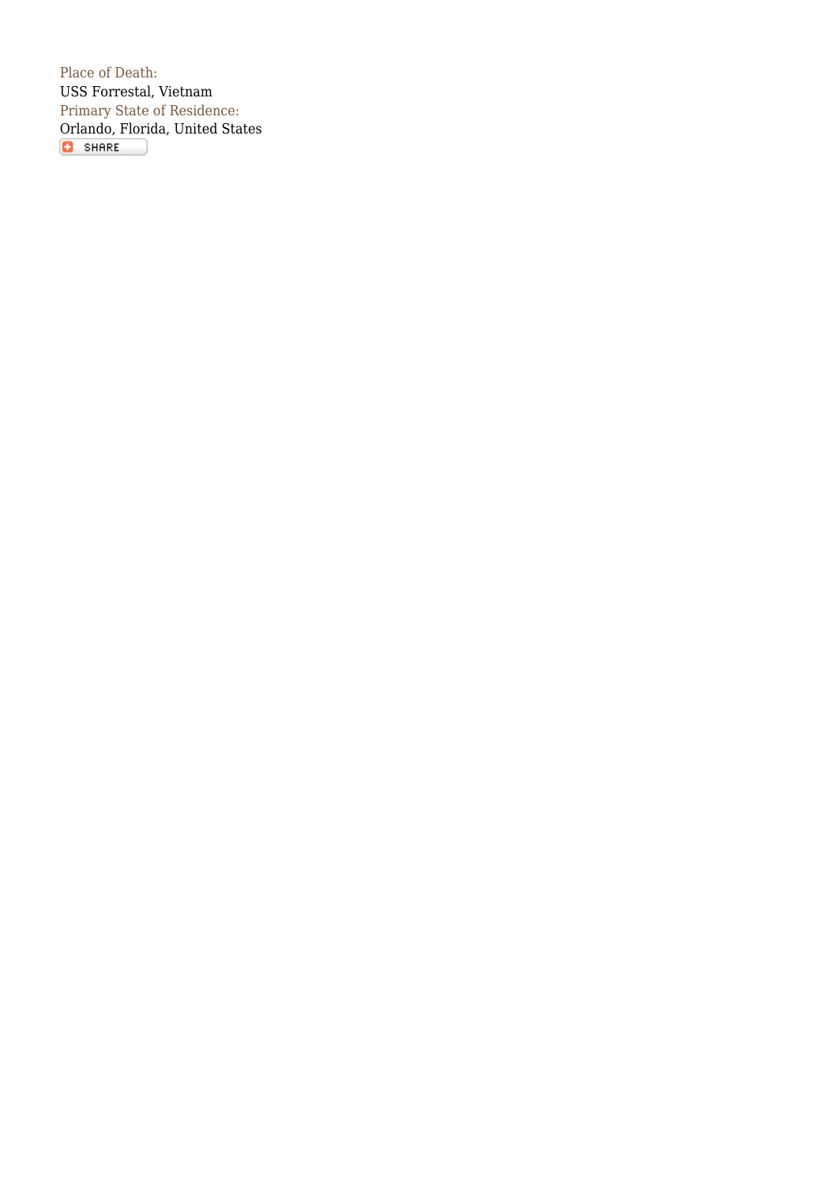Place of Death:
USS Forrestal, Vietnam
Primary State of Residence:
Orlando, Florida, United States